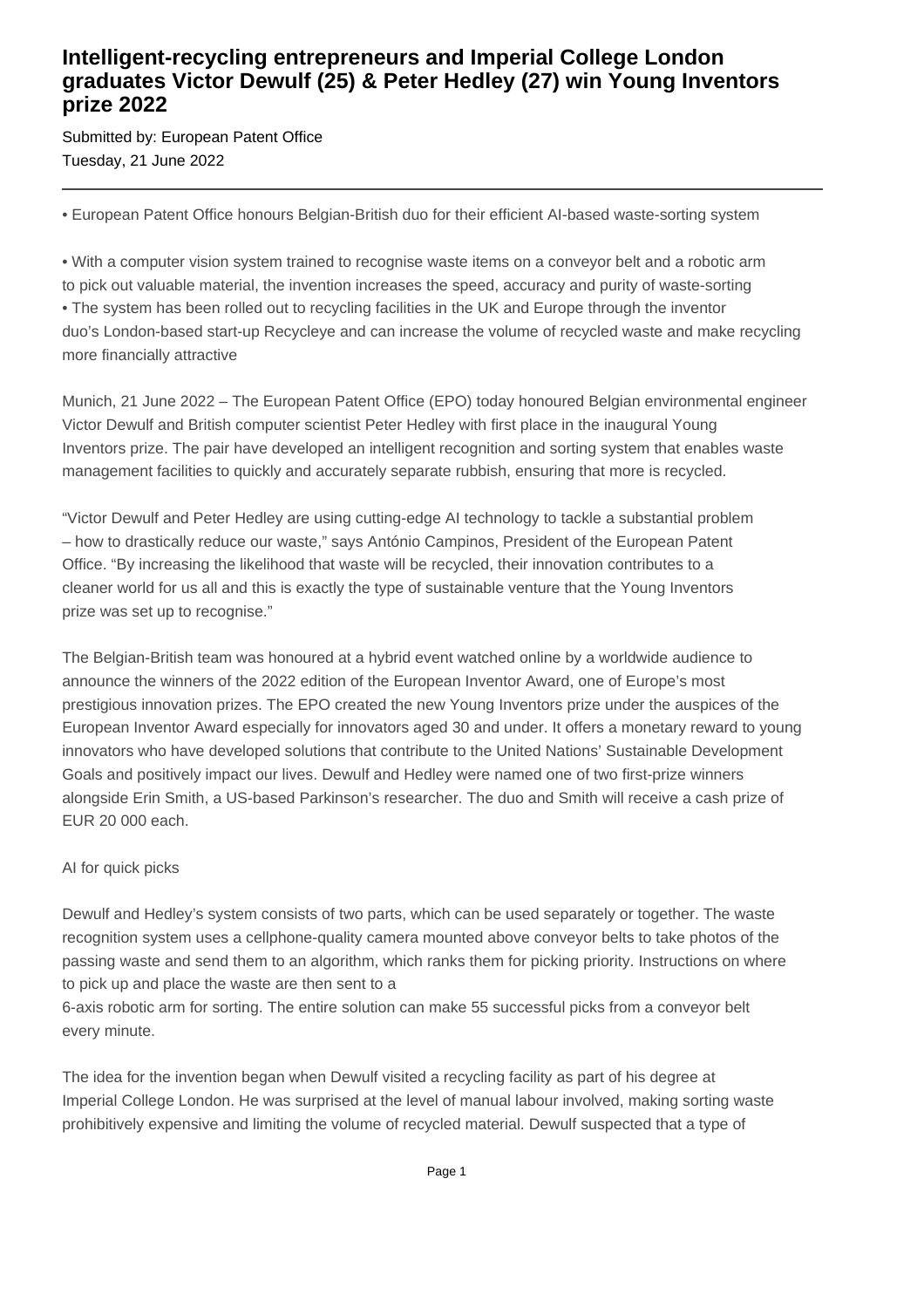# Intelligent-recycling entrepreneurs and Imperial College London graduates Victor Dewulf (25) & Peter Hedley (27) win Young Inventors prize 2022

Submitted by: European Patent Office
Tuesday, 21 June 2022

---

• European Patent Office honours Belgian-British duo for their efficient AI-based waste-sorting system

• With a computer vision system trained to recognise waste items on a conveyor belt and a robotic arm to pick out valuable material, the invention increases the speed, accuracy and purity of waste-sorting
• The system has been rolled out to recycling facilities in the UK and Europe through the inventor duo's London-based start-up Recycleye and can increase the volume of recycled waste and make recycling more financially attractive

Munich, 21 June 2022 – The European Patent Office (EPO) today honoured Belgian environmental engineer Victor Dewulf and British computer scientist Peter Hedley with first place in the inaugural Young Inventors prize. The pair have developed an intelligent recognition and sorting system that enables waste management facilities to quickly and accurately separate rubbish, ensuring that more is recycled.

"Victor Dewulf and Peter Hedley are using cutting-edge AI technology to tackle a substantial problem – how to drastically reduce our waste," says António Campinos, President of the European Patent Office. "By increasing the likelihood that waste will be recycled, their innovation contributes to a cleaner world for us all and this is exactly the type of sustainable venture that the Young Inventors prize was set up to recognise."

The Belgian-British team was honoured at a hybrid event watched online by a worldwide audience to announce the winners of the 2022 edition of the European Inventor Award, one of Europe's most prestigious innovation prizes. The EPO created the new Young Inventors prize under the auspices of the European Inventor Award especially for innovators aged 30 and under. It offers a monetary reward to young innovators who have developed solutions that contribute to the United Nations' Sustainable Development Goals and positively impact our lives. Dewulf and Hedley were named one of two first-prize winners alongside Erin Smith, a US-based Parkinson's researcher. The duo and Smith will receive a cash prize of EUR 20 000 each.

AI for quick picks

Dewulf and Hedley's system consists of two parts, which can be used separately or together. The waste recognition system uses a cellphone-quality camera mounted above conveyor belts to take photos of the passing waste and send them to an algorithm, which ranks them for picking priority. Instructions on where to pick up and place the waste are then sent to a 6-axis robotic arm for sorting. The entire solution can make 55 successful picks from a conveyor belt every minute.

The idea for the invention began when Dewulf visited a recycling facility as part of his degree at Imperial College London. He was surprised at the level of manual labour involved, making sorting waste prohibitively expensive and limiting the volume of recycled material. Dewulf suspected that a type of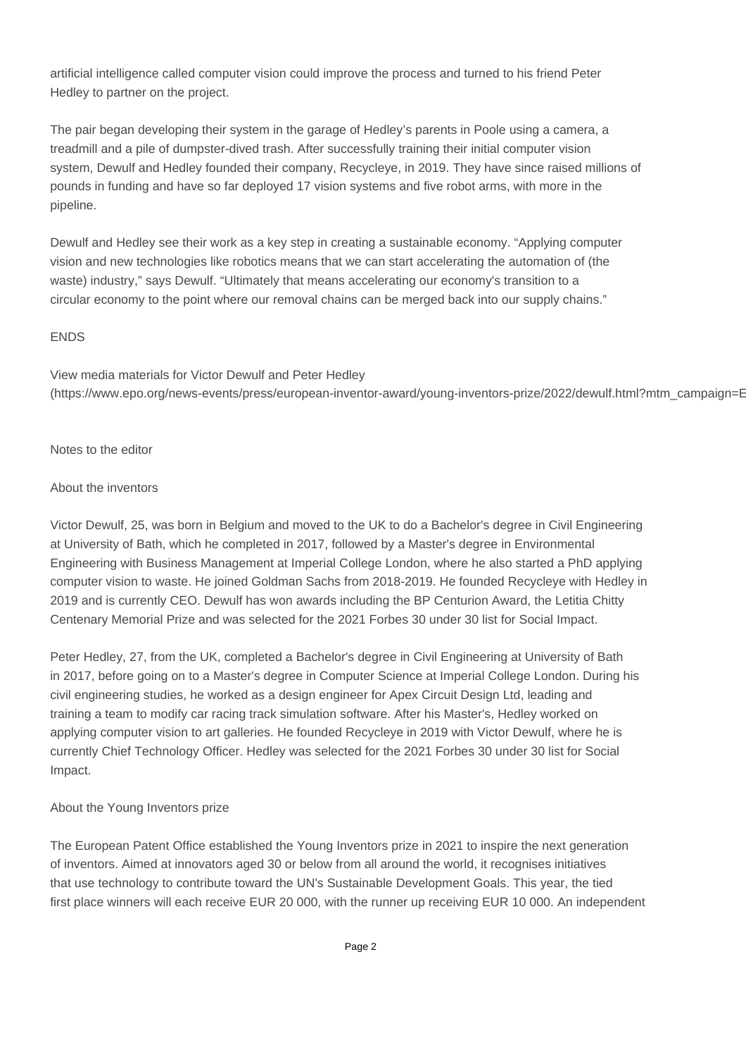artificial intelligence called computer vision could improve the process and turned to his friend Peter Hedley to partner on the project.

The pair began developing their system in the garage of Hedley's parents in Poole using a camera, a treadmill and a pile of dumpster-dived trash. After successfully training their initial computer vision system, Dewulf and Hedley founded their company, Recycleye, in 2019. They have since raised millions of pounds in funding and have so far deployed 17 vision systems and five robot arms, with more in the pipeline.

Dewulf and Hedley see their work as a key step in creating a sustainable economy. "Applying computer vision and new technologies like robotics means that we can start accelerating the automation of (the waste) industry," says Dewulf. "Ultimately that means accelerating our economy's transition to a circular economy to the point where our removal chains can be merged back into our supply chains."

ENDS

View media materials for Victor Dewulf and Peter Hedley (https://www.epo.org/news-events/press/european-inventor-award/young-inventors-prize/2022/dewulf.html?mtm_campaign=E

Notes to the editor

About the inventors

Victor Dewulf, 25, was born in Belgium and moved to the UK to do a Bachelor's degree in Civil Engineering at University of Bath, which he completed in 2017, followed by a Master's degree in Environmental Engineering with Business Management at Imperial College London, where he also started a PhD applying computer vision to waste. He joined Goldman Sachs from 2018-2019. He founded Recycleye with Hedley in 2019 and is currently CEO. Dewulf has won awards including the BP Centurion Award, the Letitia Chitty Centenary Memorial Prize and was selected for the 2021 Forbes 30 under 30 list for Social Impact.

Peter Hedley, 27, from the UK, completed a Bachelor's degree in Civil Engineering at University of Bath in 2017, before going on to a Master's degree in Computer Science at Imperial College London. During his civil engineering studies, he worked as a design engineer for Apex Circuit Design Ltd, leading and training a team to modify car racing track simulation software. After his Master's, Hedley worked on applying computer vision to art galleries. He founded Recycleye in 2019 with Victor Dewulf, where he is currently Chief Technology Officer. Hedley was selected for the 2021 Forbes 30 under 30 list for Social Impact.

About the Young Inventors prize

The European Patent Office established the Young Inventors prize in 2021 to inspire the next generation of inventors. Aimed at innovators aged 30 or below from all around the world, it recognises initiatives that use technology to contribute toward the UN's Sustainable Development Goals. This year, the tied first place winners will each receive EUR 20 000, with the runner up receiving EUR 10 000. An independent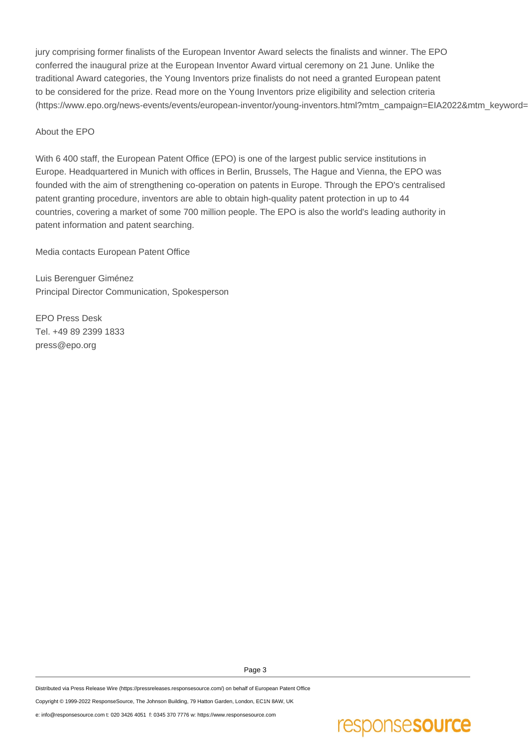jury comprising former finalists of the European Inventor Award selects the finalists and winner. The EPO conferred the inaugural prize at the European Inventor Award virtual ceremony on 21 June. Unlike the traditional Award categories, the Young Inventors prize finalists do not need a granted European patent to be considered for the prize. Read more on the Young Inventors prize eligibility and selection criteria (https://www.epo.org/news-events/events/european-inventor/young-inventors.html?mtm_campaign=EIA2022&mtm_keyword=

About the EPO

With 6 400 staff, the European Patent Office (EPO) is one of the largest public service institutions in Europe. Headquartered in Munich with offices in Berlin, Brussels, The Hague and Vienna, the EPO was founded with the aim of strengthening co-operation on patents in Europe. Through the EPO's centralised patent granting procedure, inventors are able to obtain high-quality patent protection in up to 44 countries, covering a market of some 700 million people. The EPO is also the world's leading authority in patent information and patent searching.

Media contacts European Patent Office

Luis Berenguer Giménez
Principal Director Communication, Spokesperson

EPO Press Desk
Tel. +49 89 2399 1833
press@epo.org

Distributed via Press Release Wire (https://pressreleases.responsesource.com/) on behalf of European Patent Office

Copyright © 1999-2022 ResponseSource, The Johnson Building, 79 Hatton Garden, London, EC1N 8AW, UK

e: info@responsesource.com t: 020 3426 4051 f: 0345 370 7776 w: https://www.responsesource.com